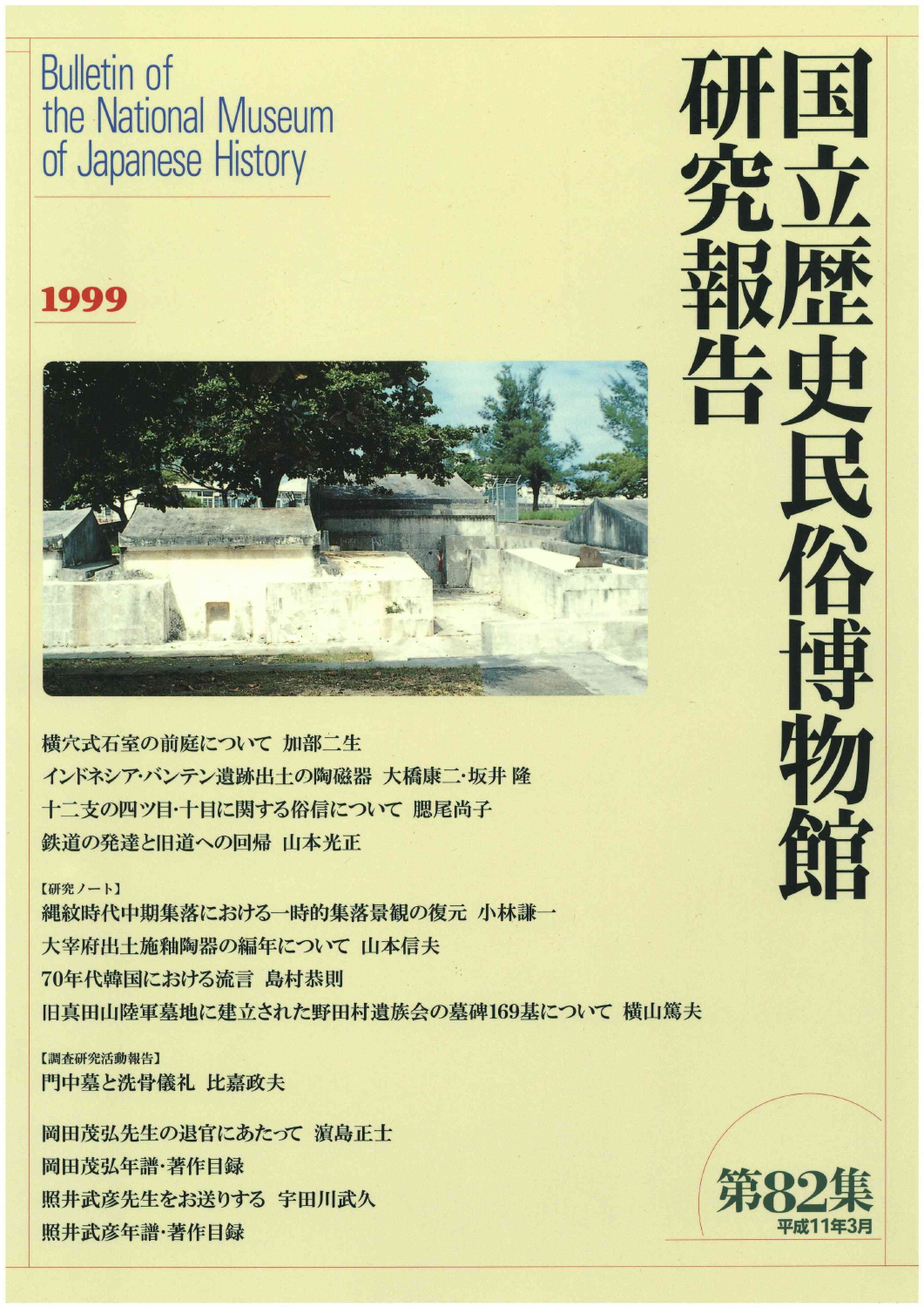# 国立歴史民俗博物館研究報告

Bulletin of the National Museum of Japanese History

**1999**

横穴式石室の前庭について　加部二生

インドネシア・バンテン遺跡出土の陶磁器　大橋康二・坂井 隆

十二支の四ツ目・十目に関する俗信について　腮尾尚子

鉄道の発達と旧道への回帰　山本光正

【研究ノート】

縄紋時代中期集落における一時的集落景観の復元　小林謙一

大宰府出土施釉陶器の編年について　山本信夫

70年代韓国における流言　島村恭則

旧真田山陸軍墓地に建立された野田村遺族会の墓碑169基について　横山篤夫

【調査研究活動報告】

門中墓と洗骨儀礼　比嘉政夫

岡田茂弘先生の退官にあたって　濵島正士

岡田茂弘年譜・著作目録

照井武彦先生をお送りする　宇田川武久

照井武彦年譜・著作目録

**第82集**

平成11年3月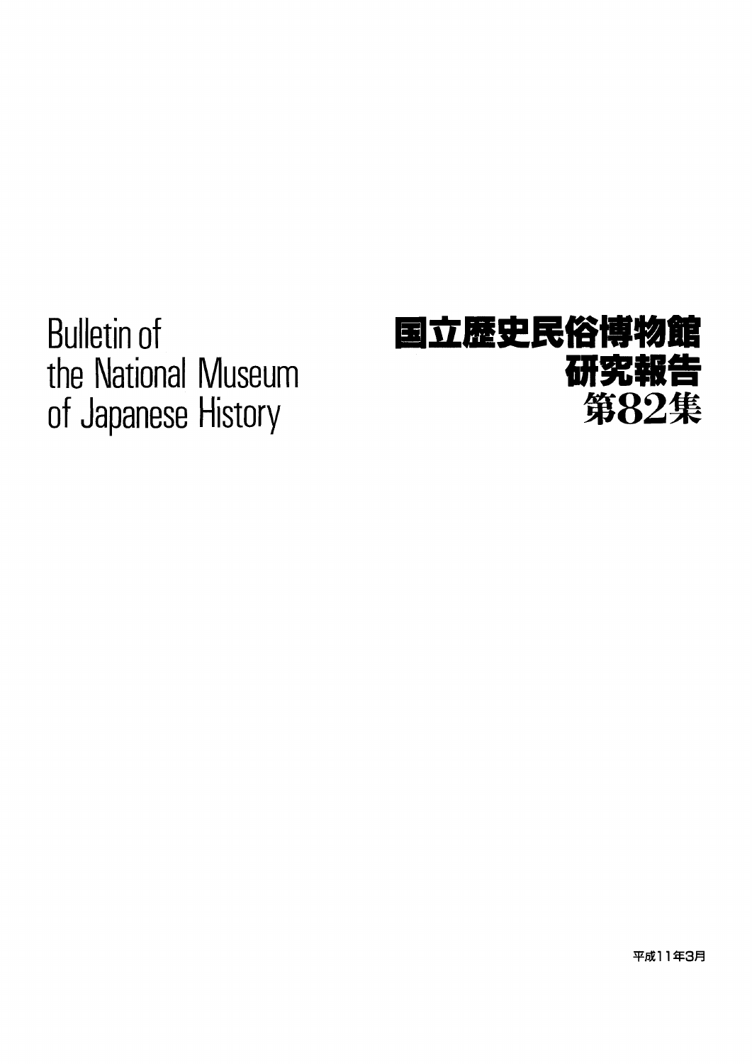# Bulletin of the National Museum of Japanese History

# 国立歴史民俗博物館研究報告

## 第82集

平成11年3月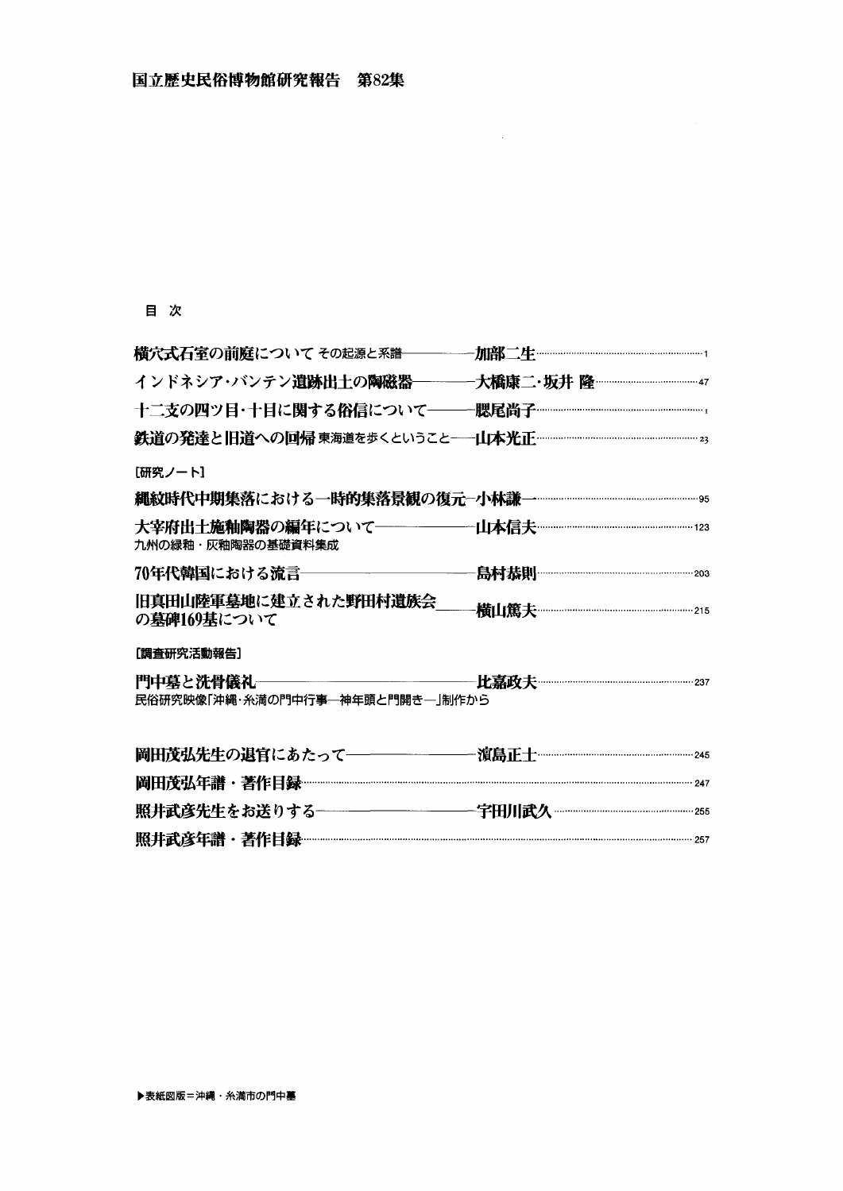# 国立歴史民俗博物館研究報告　第82集

## 目次

横穴式石室の前庭について その起源と系譜 ―― 加部二生 …… 1

インドネシア・バンテン遺跡出土の陶磁器 ―― 大橋康二・坂井 隆 …… 47

十二支の四ツ目・十日に関する俗信について ―― 腮尾尚子 …… 1

鉄道の発達と旧道への回帰 東海道を歩くということ ―― 山本光正 …… 23

［研究ノート］

縄紋時代中期集落における一時的集落景観の復元 ―― 小林謙一 …… 95

大宰府出土施釉陶器の編年について ―― 山本信夫 …… 123
九州の緑釉・灰釉陶器の基礎資料集成

70年代韓国における流言 ―― 島村恭則 …… 203

旧真田山陸軍墓地に建立された野田村遺族会の墓碑169基について ―― 横山篤夫 …… 215

［調査研究活動報告］

門中墓と洗骨儀礼 ―― 比嘉政夫 …… 237
民俗研究映像「沖縄・糸満の門中行事―神年頭と門開き―」制作から

岡田茂弘先生の退官にあたって ―― 濵島正士 …… 245

岡田茂弘年譜・著作目録 …… 247

照井武彦先生をお送りする ―― 宇田川武久 …… 255

照井武彦年譜・著作目録 …… 257

▶表紙図版＝沖縄・糸満市の門中墓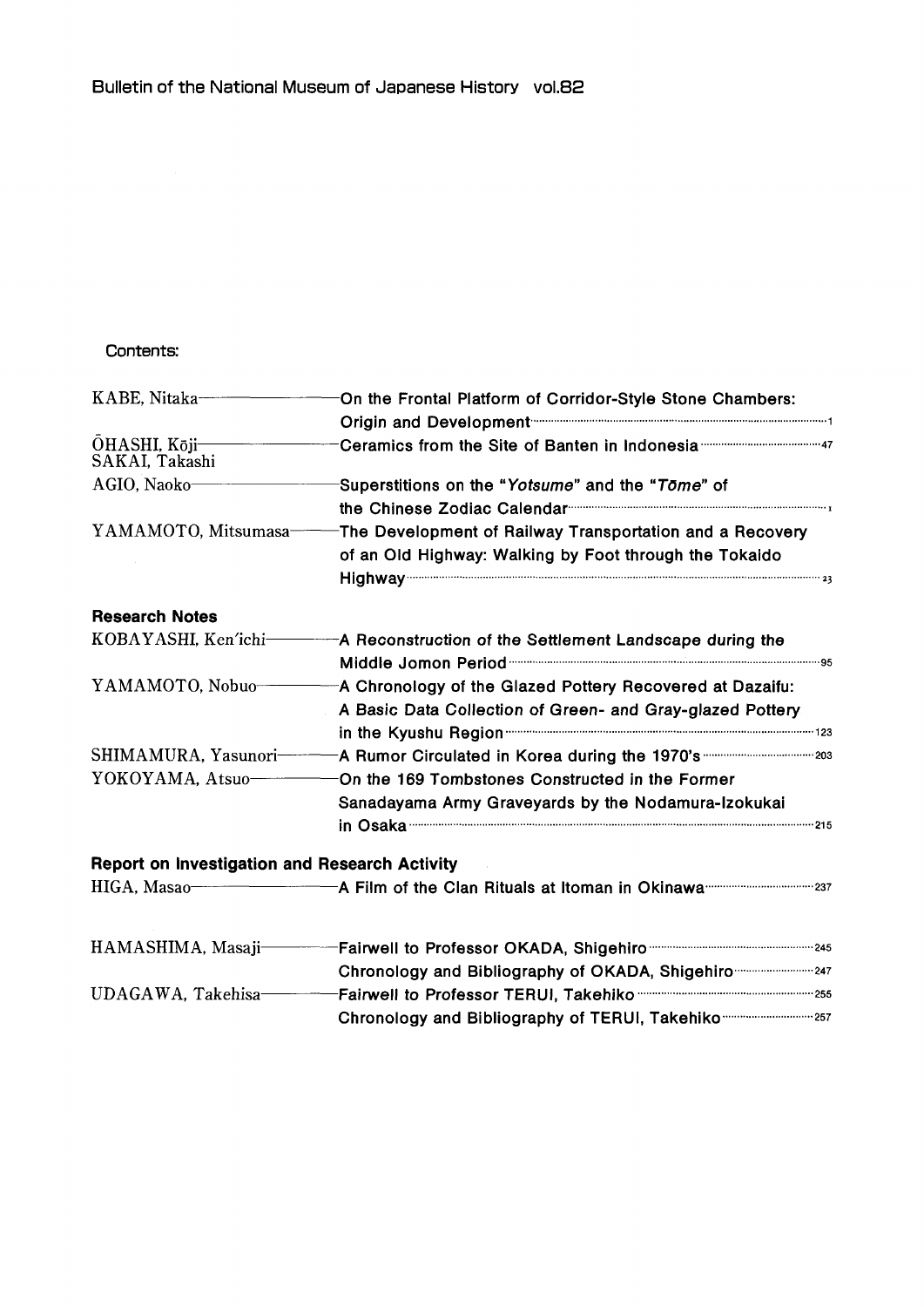# Bulletin of the National Museum of Japanese History vol.82

## Contents:

| | | |
|---|---|---|
| KABE, Nitaka | On the Frontal Platform of Corridor-Style Stone Chambers: Origin and Development | 1 |
| ŌHASHI, Kōji<br>SAKAI, Takashi | Ceramics from the Site of Banten in Indonesia | 47 |
| AGIO, Naoko | Superstitions on the "*Yotsume*" and the "*Tōme*" of the Chinese Zodiac Calendar | I |
| YAMAMOTO, Mitsumasa | The Development of Railway Transportation and a Recovery of an Old Highway: Walking by Foot through the Tokaido Highway | 23 |

### Research Notes

| | | |
|---|---|---|
| KOBAYASHI, Ken'ichi | A Reconstruction of the Settlement Landscape during the Middle Jomon Period | 95 |
| YAMAMOTO, Nobuo | A Chronology of the Glazed Pottery Recovered at Dazaifu: A Basic Data Collection of Green- and Gray-glazed Pottery in the Kyushu Region | 123 |
| SHIMAMURA, Yasunori | A Rumor Circulated in Korea during the 1970's | 203 |
| YOKOYAMA, Atsuo | On the 169 Tombstones Constructed in the Former Sanadayama Army Graveyards by the Nodamura-Izokukai in Osaka | 215 |

### Report on Investigation and Research Activity

| | | |
|---|---|---|
| HIGA, Masao | A Film of the Clan Rituals at Itoman in Okinawa | 237 |

| | | |
|---|---|---|
| HAMASHIMA, Masaji | Fairwell to Professor OKADA, Shigehiro | 245 |
| | Chronology and Bibliography of OKADA, Shigehiro | 247 |
| UDAGAWA, Takehisa | Fairwell to Professor TERUI, Takehiko | 255 |
| | Chronology and Bibliography of TERUI, Takehiko | 257 |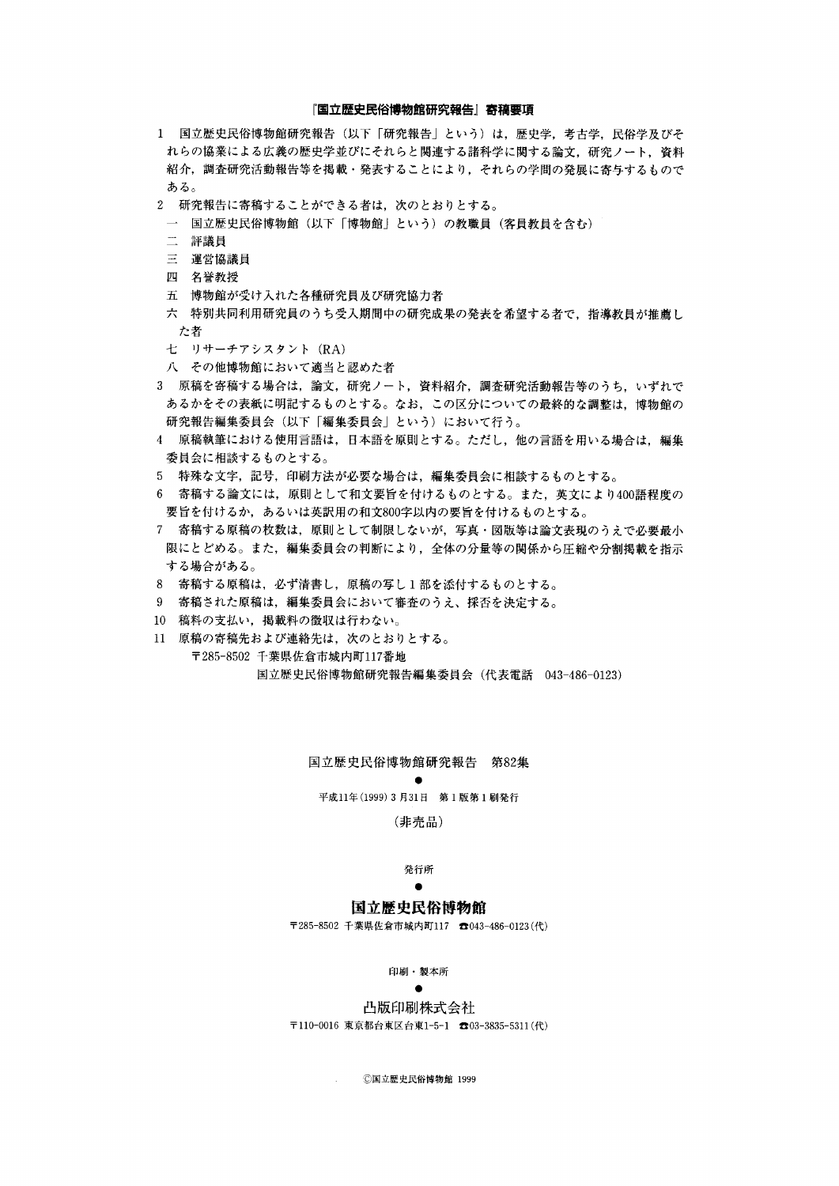## 『国立歴史民俗博物館研究報告』寄稿要項

1　国立歴史民俗博物館研究報告（以下「研究報告」という）は，歴史学，考古学，民俗学及びそれらの協業による広義の歴史学並びにそれらと関連する諸科学に関する論文，研究ノート，資料紹介，調査研究活動報告等を掲載・発表することにより，それらの学問の発展に寄与するものである。

2　研究報告に寄稿することができる者は，次のとおりとする。

一　国立歴史民俗博物館（以下「博物館」という）の教職員（客員教員を含む）
二　評議員
三　運営協議員
四　名誉教授
五　博物館が受け入れた各種研究員及び研究協力者
六　特別共同利用研究員のうち受入期間中の研究成果の発表を希望する者で，指導教員が推薦した者
七　リサーチアシスタント（RA）
八　その他博物館において適当と認めた者

3　原稿を寄稿する場合は，論文，研究ノート，資料紹介，調査研究活動報告等のうち，いずれであるかをその表紙に明記するものとする。なお，この区分についての最終的な調整は，博物館の研究報告編集委員会（以下「編集委員会」という）において行う。

4　原稿執筆における使用言語は，日本語を原則とする。ただし，他の言語を用いる場合は，編集委員会に相談するものとする。

5　特殊な文字，記号，印刷方法が必要な場合は，編集委員会に相談するものとする。

6　寄稿する論文には，原則として和文要旨を付けるものとする。また，英文により400語程度の要旨を付けるか，あるいは英訳用の和文800字以内の要旨を付けるものとする。

7　寄稿する原稿の枚数は，原則として制限しないが，写真・図版等は論文表現のうえで必要最小限にとどめる。また，編集委員会の判断により，全体の分量等の関係から圧縮や分割掲載を指示する場合がある。

8　寄稿する原稿は，必ず清書し，原稿の写し1部を添付するものとする。

9　寄稿された原稿は，編集委員会において審査のうえ，採否を決定する。

10　稿料の支払い，掲載料の徴収は行わない。

11　原稿の寄稿先および連絡先は，次のとおりとする。

〒285-8502 千葉県佐倉市城内町117番地
国立歴史民俗博物館研究報告編集委員会（代表電話　043-486-0123）

---

国立歴史民俗博物館研究報告　第82集

●

平成11年（1999）3月31日　第1版第1刷発行

（非売品）

発行所

●

**国立歴史民俗博物館**

〒285-8502 千葉県佐倉市城内町117　☎043-486-0123（代）

印刷・製本所

●

凸版印刷株式会社

〒110-0016 東京都台東区台東1-5-1　☎03-3835-5311（代）

©国立歴史民俗博物館 1999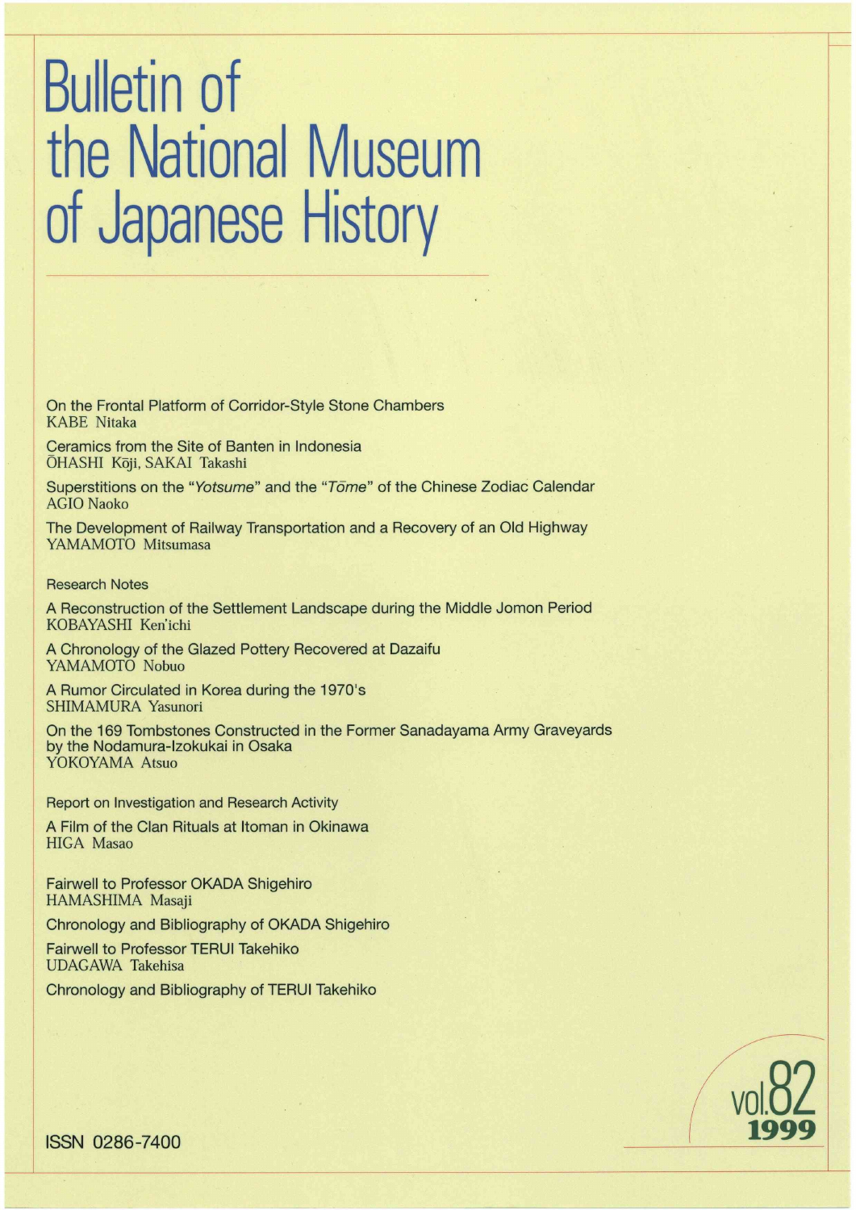# Bulletin of the National Museum of Japanese History

On the Frontal Platform of Corridor-Style Stone Chambers
KABE Nitaka

Ceramics from the Site of Banten in Indonesia
ŌHASHI Kōji, SAKAI Takashi

Superstitions on the "*Yotsume*" and the "*Tōme*" of the Chinese Zodiac Calendar
AGIO Naoko

The Development of Railway Transportation and a Recovery of an Old Highway
YAMAMOTO Mitsumasa

## Research Notes

A Reconstruction of the Settlement Landscape during the Middle Jomon Period
KOBAYASHI Ken'ichi

A Chronology of the Glazed Pottery Recovered at Dazaifu
YAMAMOTO Nobuo

A Rumor Circulated in Korea during the 1970's
SHIMAMURA Yasunori

On the 169 Tombstones Constructed in the Former Sanadayama Army Graveyards by the Nodamura-Izokukai in Osaka
YOKOYAMA Atsuo

## Report on Investigation and Research Activity

A Film of the Clan Rituals at Itoman in Okinawa
HIGA Masao

Fairwell to Professor OKADA Shigehiro
HAMASHIMA Masaji

Chronology and Bibliography of OKADA Shigehiro

Fairwell to Professor TERUI Takehiko
UDAGAWA Takehisa

Chronology and Bibliography of TERUI Takehiko

vol.82
1999

ISSN 0286-7400